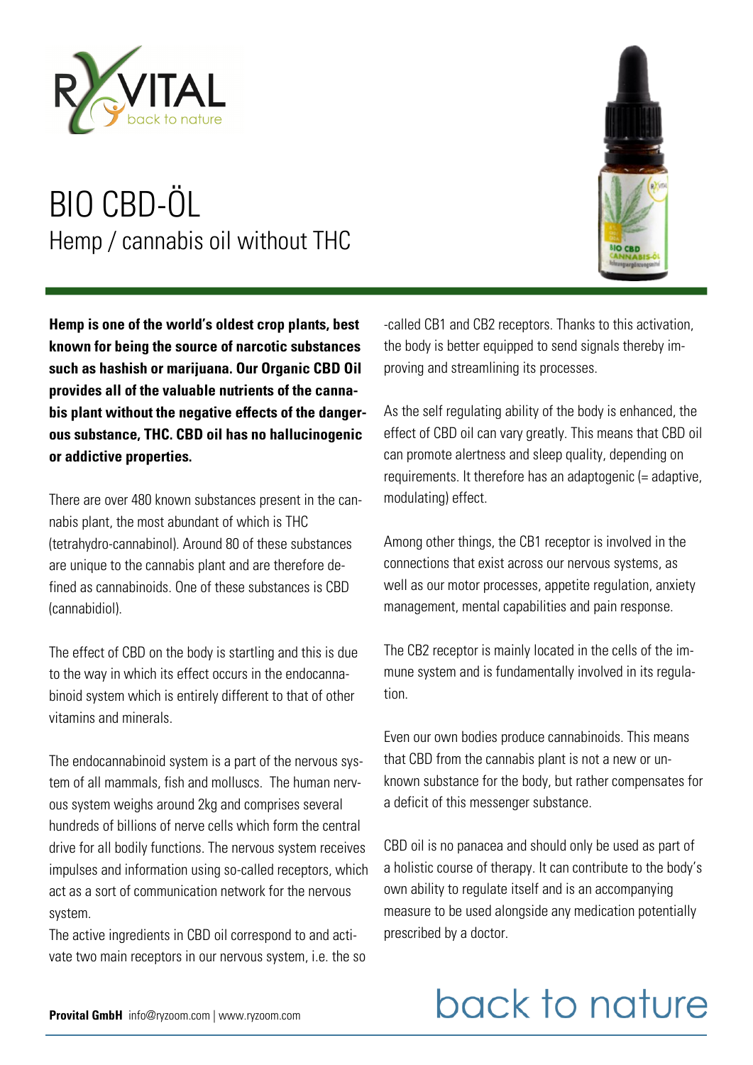# BIO CBD-ÖL

## Hemp / cannabis oil without THC

**Hemp is one of the world's oldest crop plants, best known for being the source of narcotic substances such as hashish or marijuana. Our Organic CBD Oil provides all of the valuable nutrients of the cannabis plant without the negative effects of the dangerous substance, THC. CBD oil has no hallucinogenic or addictive properties.**

There are over 480 known substances present in the cannabis plant, the most abundant of which is THC (tetrahydro-cannabinol). Around 80 of these substances are unique to the cannabis plant and are therefore defined as cannabinoids. One of these substances is CBD (cannabidiol).

The effect of CBD on the body is startling and this is due to the way in which its effect occurs in the endocannabinoid system which is entirely different to that of other vitamins and minerals.

The endocannabinoid system is a part of the nervous system of all mammals, fish and molluscs. The human nervous system weighs around 2kg and comprises several hundreds of billions of nerve cells which form the central drive for all bodily functions. The nervous system receives impulses and information using so-called receptors, which act as a sort of communication network for the nervous system.
The active ingredients in CBD oil correspond to and activate two main receptors in our nervous system, i.e. the so-called CB1 and CB2 receptors. Thanks to this activation, the body is better equipped to send signals thereby improving and streamlining its processes.

As the self regulating ability of the body is enhanced, the effect of CBD oil can vary greatly. This means that CBD oil can promote alertness and sleep quality, depending on requirements. It therefore has an adaptogenic (= adaptive, modulating) effect.

Among other things, the CB1 receptor is involved in the connections that exist across our nervous systems, as well as our motor processes, appetite regulation, anxiety management, mental capabilities and pain response.

The CB2 receptor is mainly located in the cells of the immune system and is fundamentally involved in its regulation.

Even our own bodies produce cannabinoids. This means that CBD from the cannabis plant is not a new or unknown substance for the body, but rather compensates for a deficit of this messenger substance.

CBD oil is no panacea and should only be used as part of a holistic course of therapy. It can contribute to the body's own ability to regulate itself and is an accompanying measure to be used alongside any medication potentially prescribed by a doctor.

**Provital GmbH** info@ryzoom.com | www.ryzoom.com

back to nature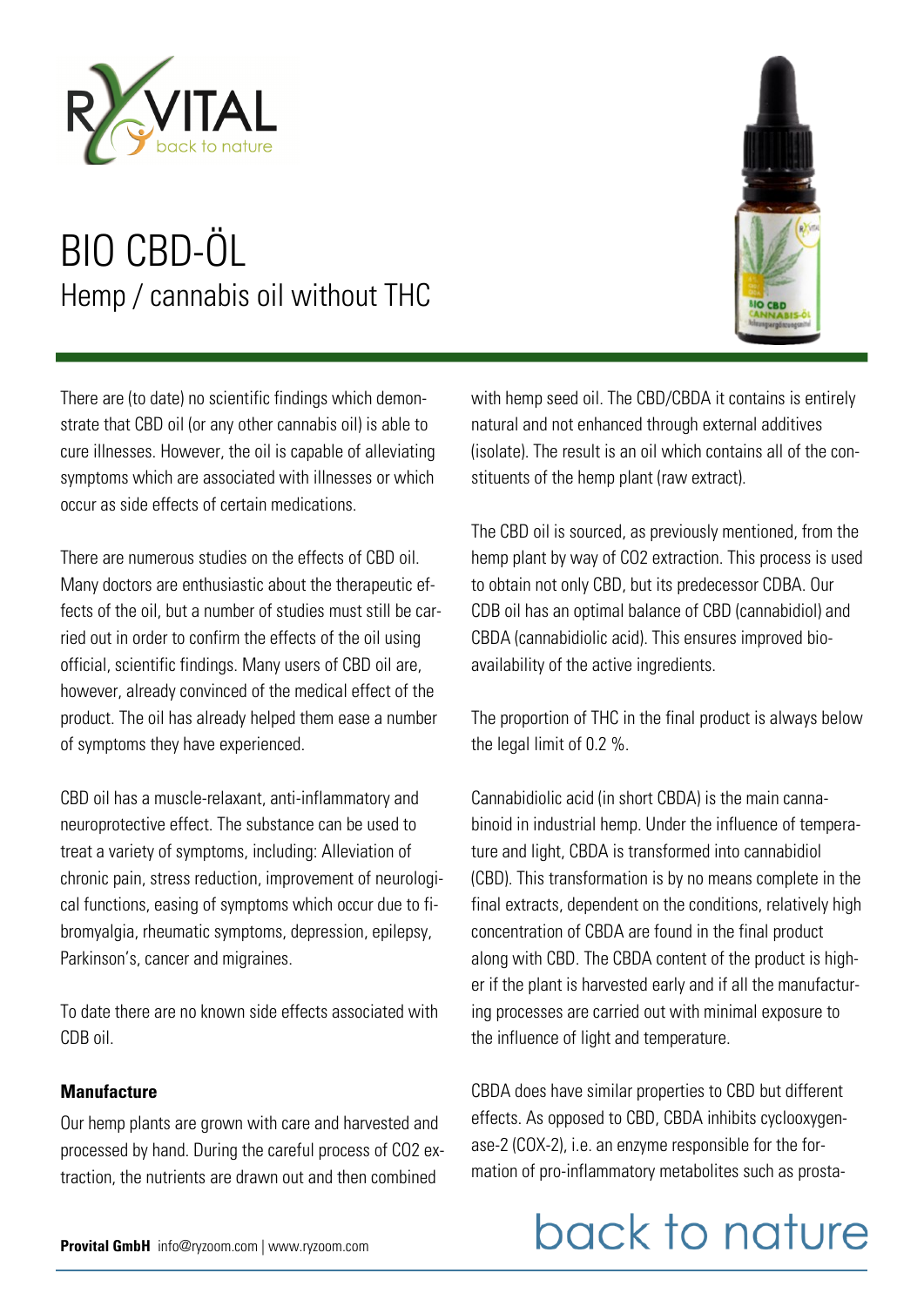# BIO CBD-ÖL

## Hemp / cannabis oil without THC

There are (to date) no scientific findings which demonstrate that CBD oil (or any other cannabis oil) is able to cure illnesses. However, the oil is capable of alleviating symptoms which are associated with illnesses or which occur as side effects of certain medications.

There are numerous studies on the effects of CBD oil. Many doctors are enthusiastic about the therapeutic effects of the oil, but a number of studies must still be carried out in order to confirm the effects of the oil using official, scientific findings. Many users of CBD oil are, however, already convinced of the medical effect of the product. The oil has already helped them ease a number of symptoms they have experienced.

CBD oil has a muscle-relaxant, anti-inflammatory and neuroprotective effect. The substance can be used to treat a variety of symptoms, including: Alleviation of chronic pain, stress reduction, improvement of neurological functions, easing of symptoms which occur due to fibromyalgia, rheumatic symptoms, depression, epilepsy, Parkinson's, cancer and migraines.

To date there are no known side effects associated with CDB oil.

**Manufacture**

Our hemp plants are grown with care and harvested and processed by hand. During the careful process of $CO_2$ extraction, the nutrients are drawn out and then combined with hemp seed oil. The CBD/CBDA it contains is entirely natural and not enhanced through external additives (isolate). The result is an oil which contains all of the constituents of the hemp plant (raw extract).

The CBD oil is sourced, as previously mentioned, from the hemp plant by way of $CO_2$ extraction. This process is used to obtain not only CBD, but its predecessor CDBA. Our CDB oil has an optimal balance of CBD (cannabidiol) and CBDA (cannabidiolic acid). This ensures improved bioavailability of the active ingredients.

The proportion of THC in the final product is always below the legal limit of 0.2 %.

Cannabidiolic acid (in short CBDA) is the main cannabinoid in industrial hemp. Under the influence of temperature and light, CBDA is transformed into cannabidiol (CBD). This transformation is by no means complete in the final extracts, dependent on the conditions, relatively high concentration of CBDA are found in the final product along with CBD. The CBDA content of the product is higher if the plant is harvested early and if all the manufacturing processes are carried out with minimal exposure to the influence of light and temperature.

CBDA does have similar properties to CBD but different effects. As opposed to CBD, CBDA inhibits cyclooxygenase-2 (COX-2), i.e. an enzyme responsible for the formation of pro-inflammatory metabolites such as prosta-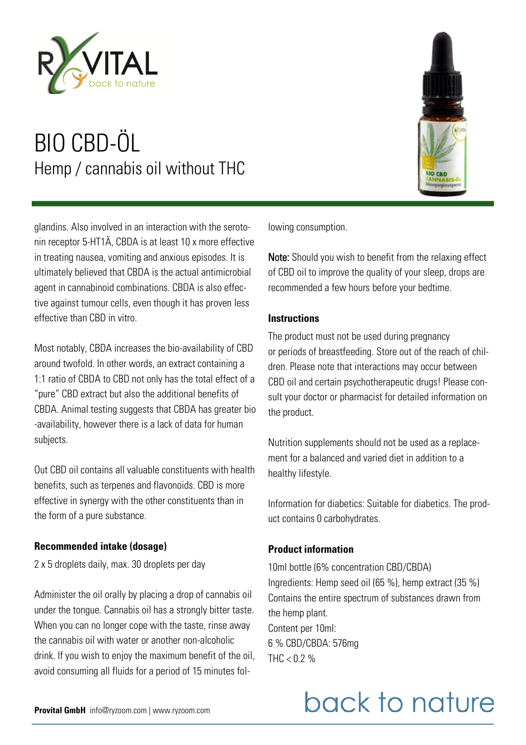# BIO CBD-ÖL

## Hemp / cannabis oil without THC

glandins. Also involved in an interaction with the serotonin receptor 5-HT1Ä, CBDA is at least 10 x more effective in treating nausea, vomiting and anxious episodes. It is ultimately believed that CBDA is the actual antimicrobial agent in cannabinoid combinations. CBDA is also effective against tumour cells, even though it has proven less effective than CBD in vitro.

Most notably, CBDA increases the bio-availability of CBD around twofold. In other words, an extract containing a 1:1 ratio of CBDA to CBD not only has the total effect of a "pure" CBD extract but also the additional benefits of CBDA. Animal testing suggests that CBDA has greater bio-availability, however there is a lack of data for human subjects.

Out CBD oil contains all valuable constituents with health benefits, such as terpenes and flavonoids. CBD is more effective in synergy with the other constituents than in the form of a pure substance.

**Recommended intake (dosage)**

2 x 5 droplets daily, max. 30 droplets per day

Administer the oil orally by placing a drop of cannabis oil under the tongue. Cannabis oil has a strongly bitter taste. When you can no longer cope with the taste, rinse away the cannabis oil with water or another non-alcoholic drink. If you wish to enjoy the maximum benefit of the oil, avoid consuming all fluids for a period of 15 minutes following consumption.

**Note:** Should you wish to benefit from the relaxing effect of CBD oil to improve the quality of your sleep, drops are recommended a few hours before your bedtime.

**Instructions**

The product must not be used during pregnancy or periods of breastfeeding. Store out of the reach of children. Please note that interactions may occur between CBD oil and certain psychotherapeutic drugs! Please consult your doctor or pharmacist for detailed information on the product.

Nutrition supplements should not be used as a replacement for a balanced and varied diet in addition to a healthy lifestyle.

Information for diabetics: Suitable for diabetics. The product contains 0 carbohydrates.

**Product information**

10ml bottle (6% concentration CBD/CBDA)
Ingredients: Hemp seed oil (65 %), hemp extract (35 %)
Contains the entire spectrum of substances drawn from the hemp plant.
Content per 10ml:
6 % CBD/CBDA: 576mg
THC < 0.2 %

**Provital GmbH** info@ryzoom.com | www.ryzoom.com

back to nature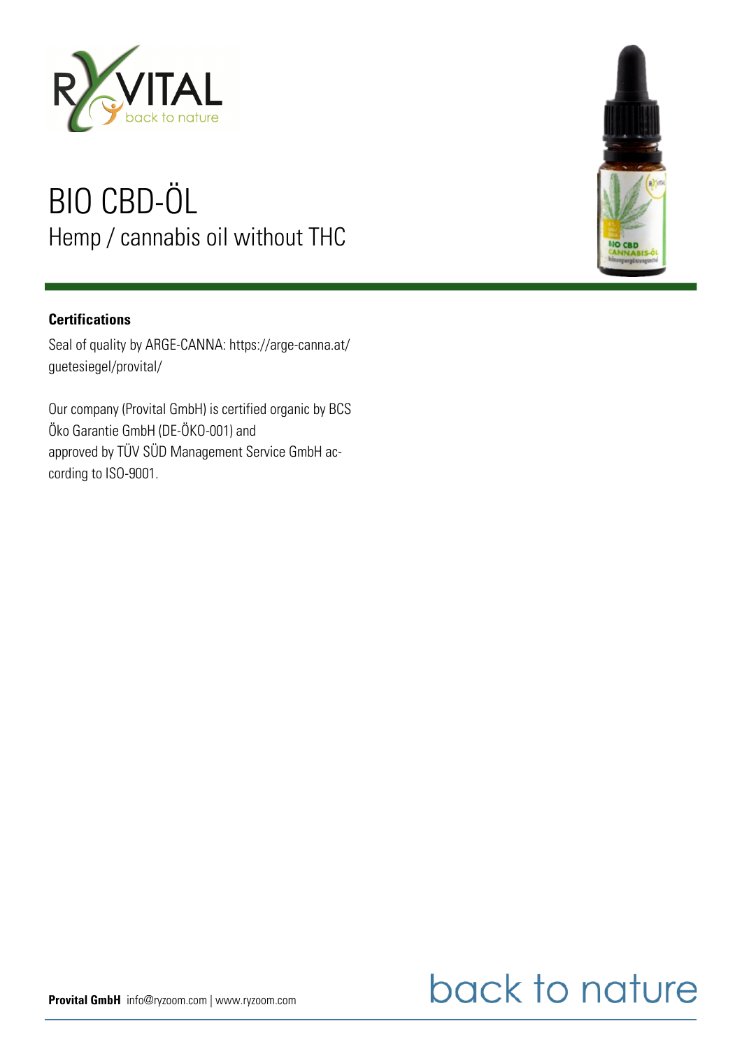# BIO CBD-ÖL

## Hemp / cannabis oil without THC

**Certifications**

Seal of quality by ARGE-CANNA: https://arge-canna.at/guetesiegel/provital/

Our company (Provital GmbH) is certified organic by BCS Öko Garantie GmbH (DE-ÖKO-001) and approved by TÜV SÜD Management Service GmbH according to ISO-9001.